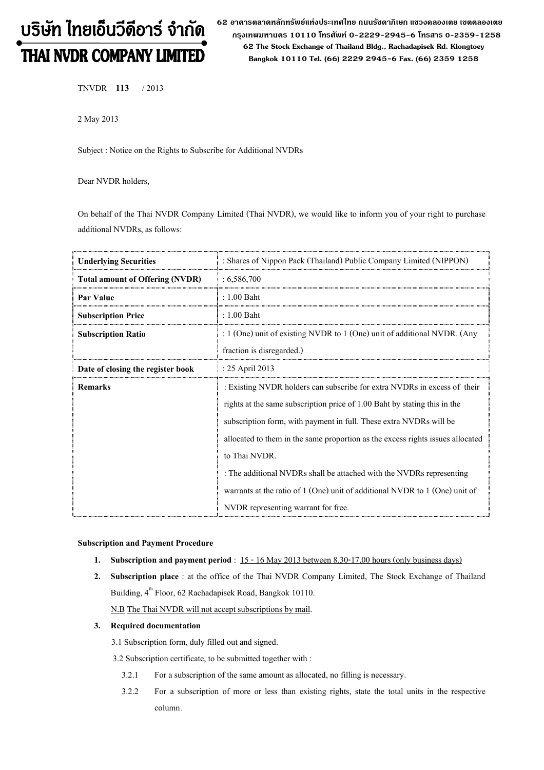# บริษัท ไทยเอ็นวีดีอาร์ จำกัด
# THAI NVDR COMPANY LIMITED

62 อาคารตลาดหลักทรัพย์แห่งประเทศไทย ถนนรัชดาภิเษก แขวงคลองเตย เขตคลองเตย กรุงเทพมหานคร 10110 โทรศัพท์ 0-2229-2945-6 โทรสาร 0-2359-1258
62 The Stock Exchange of Thailand Bldg., Rachadapisek Rd. Klongtoey Bangkok 10110 Tel. (66) 2229 2945-6 Fax. (66) 2359 1258

TNVDR **113** / 2013

2 May 2013

Subject : Notice on the Rights to Subscribe for Additional NVDRs

Dear NVDR holders,

On behalf of the Thai NVDR Company Limited (Thai NVDR), we would like to inform you of your right to purchase additional NVDRs, as follows:

| | |
|---|---|
| **Underlying Securities** | : Shares of Nippon Pack (Thailand) Public Company Limited (NIPPON) |
| **Total amount of Offering (NVDR)** | : 6,586,700 |
| **Par Value** | : 1.00 Baht |
| **Subscription Price** | : 1.00 Baht |
| **Subscription Ratio** | : 1 (One) unit of existing NVDR to 1 (One) unit of additional NVDR. (Any fraction is disregarded.) |
| **Date of closing the register book** | : 25 April 2013 |
| **Remarks** | : Existing NVDR holders can subscribe for extra NVDRs in excess of their rights at the same subscription price of 1.00 Baht by stating this in the subscription form, with payment in full. These extra NVDRs will be allocated to them in the same proportion as the excess rights issues allocated to Thai NVDR.<br>: The additional NVDRs shall be attached with the NVDRs representing warrants at the ratio of 1 (One) unit of additional NVDR to 1 (One) unit of NVDR representing warrant for free. |

**Subscription and Payment Procedure**

1. **Subscription and payment period** : 15 - 16 May 2013 between 8.30-17.00 hours (only business days)
2. **Subscription place** : at the office of the Thai NVDR Company Limited, The Stock Exchange of Thailand Building, 4th Floor, 62 Rachadapisek Road, Bangkok 10110.

   N.B The Thai NVDR will not accept subscriptions by mail.
3. **Required documentation**

   3.1 Subscription form, duly filled out and signed.

   3.2 Subscription certificate, to be submitted together with :

   3.2.1 For a subscription of the same amount as allocated, no filling is necessary.

   3.2.2 For a subscription of more or less than existing rights, state the total units in the respective column.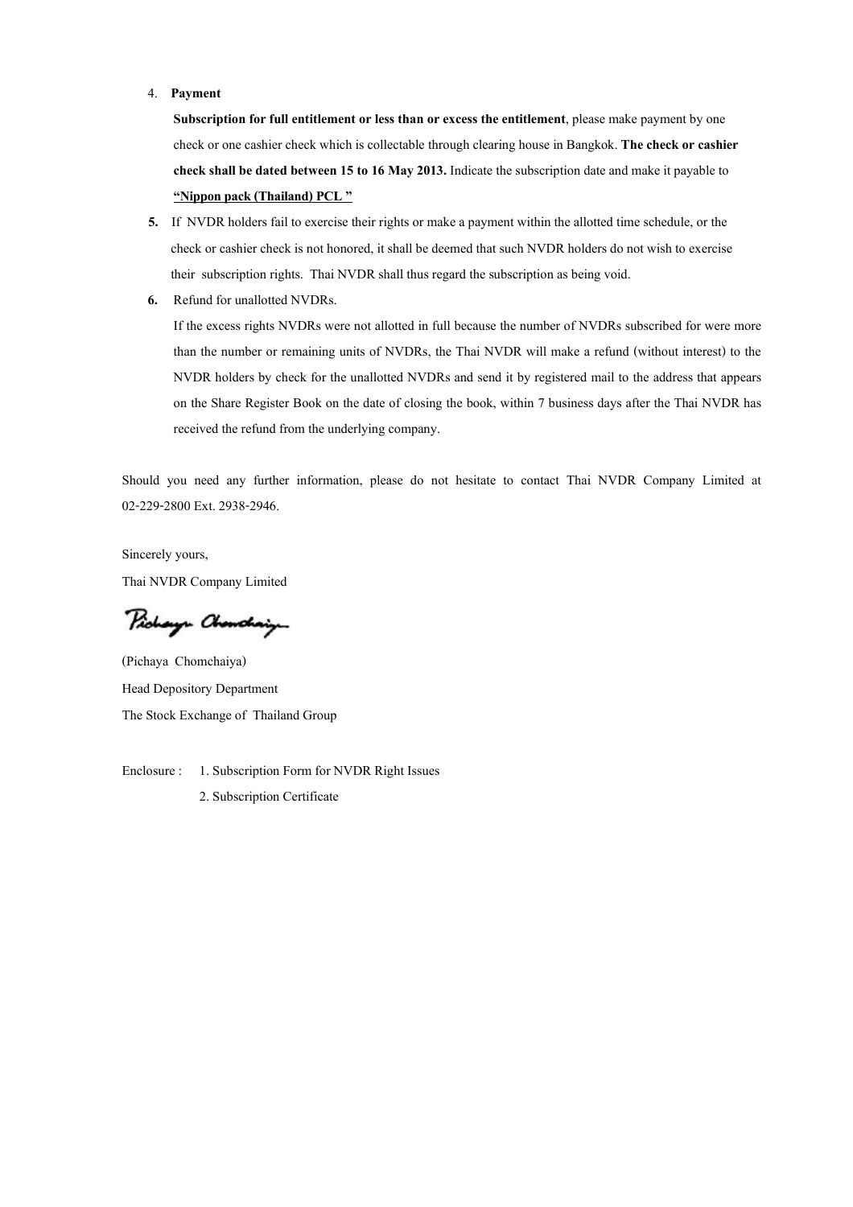4. **Payment**

   **Subscription for full entitlement or less than or excess the entitlement**, please make payment by one check or one cashier check which is collectable through clearing house in Bangkok. **The check or cashier check shall be dated between 15 to 16 May 2013.** Indicate the subscription date and make it payable to **"Nippon pack (Thailand) PCL "**

5. If NVDR holders fail to exercise their rights or make a payment within the allotted time schedule, or the check or cashier check is not honored, it shall be deemed that such NVDR holders do not wish to exercise their subscription rights. Thai NVDR shall thus regard the subscription as being void.

6. Refund for unallotted NVDRs.

   If the excess rights NVDRs were not allotted in full because the number of NVDRs subscribed for were more than the number or remaining units of NVDRs, the Thai NVDR will make a refund (without interest) to the NVDR holders by check for the unallotted NVDRs and send it by registered mail to the address that appears on the Share Register Book on the date of closing the book, within 7 business days after the Thai NVDR has received the refund from the underlying company.

Should you need any further information, please do not hesitate to contact Thai NVDR Company Limited at 02-229-2800 Ext. 2938-2946.

Sincerely yours,

Thai NVDR Company Limited

(Pichaya Chomchaiya)

Head Depository Department

The Stock Exchange of Thailand Group

Enclosure : 1. Subscription Form for NVDR Right Issues

2. Subscription Certificate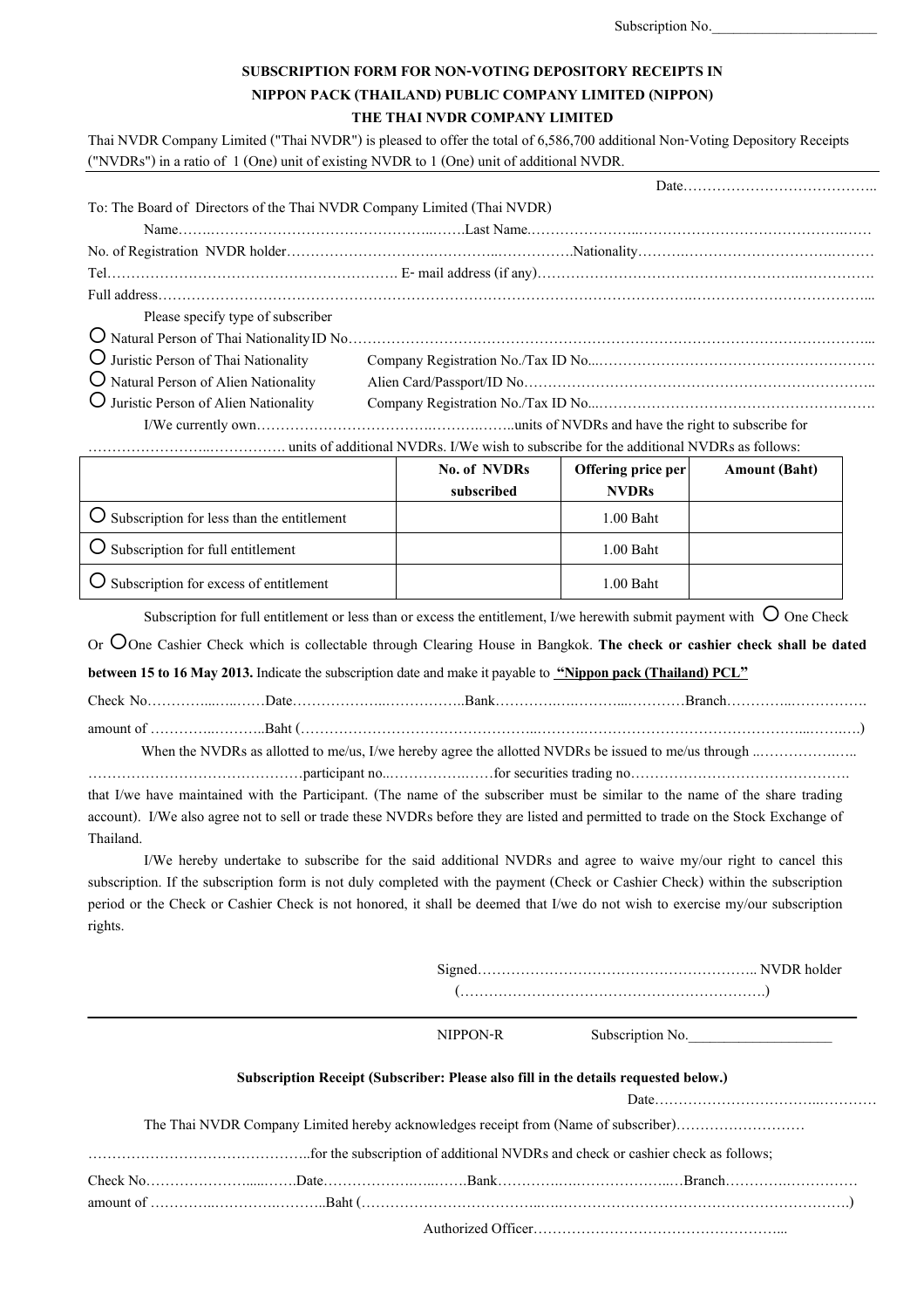Subscription No.______________________

**SUBSCRIPTION FORM FOR NON-VOTING DEPOSITORY RECEIPTS IN NIPPON PACK (THAILAND) PUBLIC COMPANY LIMITED (NIPPON)**

**THE THAI NVDR COMPANY LIMITED**

Thai NVDR Company Limited ("Thai NVDR") is pleased to offer the total of 6,586,700 additional Non-Voting Depository Receipts ("NVDRs") in a ratio of 1 (One) unit of existing NVDR to 1 (One) unit of additional NVDR.

Date…………………………………..

To: The Board of Directors of the Thai NVDR Company Limited (Thai NVDR)

Name……………………………………………………Last Name……………………………………………………………

No. of Registration NVDR holder………………………………………………………Nationality………………………………………

Tel……………………………………………………. E- mail address (if any)……………………………………………………………….

Full address…………………………………………………………………………………………………………………………………...

Please specify type of subscriber

○ Natural Person of Thai Nationality ID No……………………………………………………………………………………………...

○ Juristic Person of Thai Nationality Company Registration No./Tax ID No...………………………………………………….

○ Natural Person of Alien Nationality Alien Card/Passport/ID No……………………………………………………………..

○ Juristic Person of Alien Nationality Company Registration No./Tax ID No...………………………………………………….

I/We currently own……………………………………………………..units of NVDRs and have the right to subscribe for ………………………………………. units of additional NVDRs. I/We wish to subscribe for the additional NVDRs as follows:

| | No. of NVDRs subscribed | Offering price per NVDRs | Amount (Baht) |
|---|---|---|---|
| ○ Subscription for less than the entitlement | | 1.00 Baht | |
| ○ Subscription for full entitlement | | 1.00 Baht | |
| ○ Subscription for excess of entitlement | | 1.00 Baht | |

Subscription for full entitlement or less than or excess the entitlement, I/we herewith submit payment with ○ One Check Or ○ One Cashier Check which is collectable through Clearing House in Bangkok. **The check or cashier check shall be dated between 15 to 16 May 2013.** Indicate the subscription date and make it payable to **"Nippon pack (Thailand) PCL"**

Check No……………………Date……………………………………Bank……………………………………Branch……………………………

amount of ……………………..Baht (…………………………………………………………………………………………………………)

When the NVDRs as allotted to me/us, I/we hereby agree the allotted NVDRs be issued to me/us through ………………………… ………………………………………participant no…………………………for securities trading no………………………………………. that I/we have maintained with the Participant. (The name of the subscriber must be similar to the name of the share trading account). I/We also agree not to sell or trade these NVDRs before they are listed and permitted to trade on the Stock Exchange of Thailand.

I/We hereby undertake to subscribe for the said additional NVDRs and agree to waive my/our right to cancel this subscription. If the subscription form is not duly completed with the payment (Check or Cashier Check) within the subscription period or the Check or Cashier Check is not honored, it shall be deemed that I/we do not wish to exercise my/our subscription rights.

Signed…………………………………………………….. NVDR holder

(……………………………………………………….)

---

NIPPON-R Subscription No.___________________

**Subscription Receipt (Subscriber: Please also fill in the details requested below.)**

Date……………………………………………

The Thai NVDR Company Limited hereby acknowledges receipt from (Name of subscriber)……………………… ………………………………………..for the subscription of additional NVDRs and check or cashier check as follows;

Check No………………………….Date………………………….Bank……………………………………Branch…………………………

amount of ………………………………..Baht (…………………………………………………………………………………………….)

Authorized Officer……………………………………………...